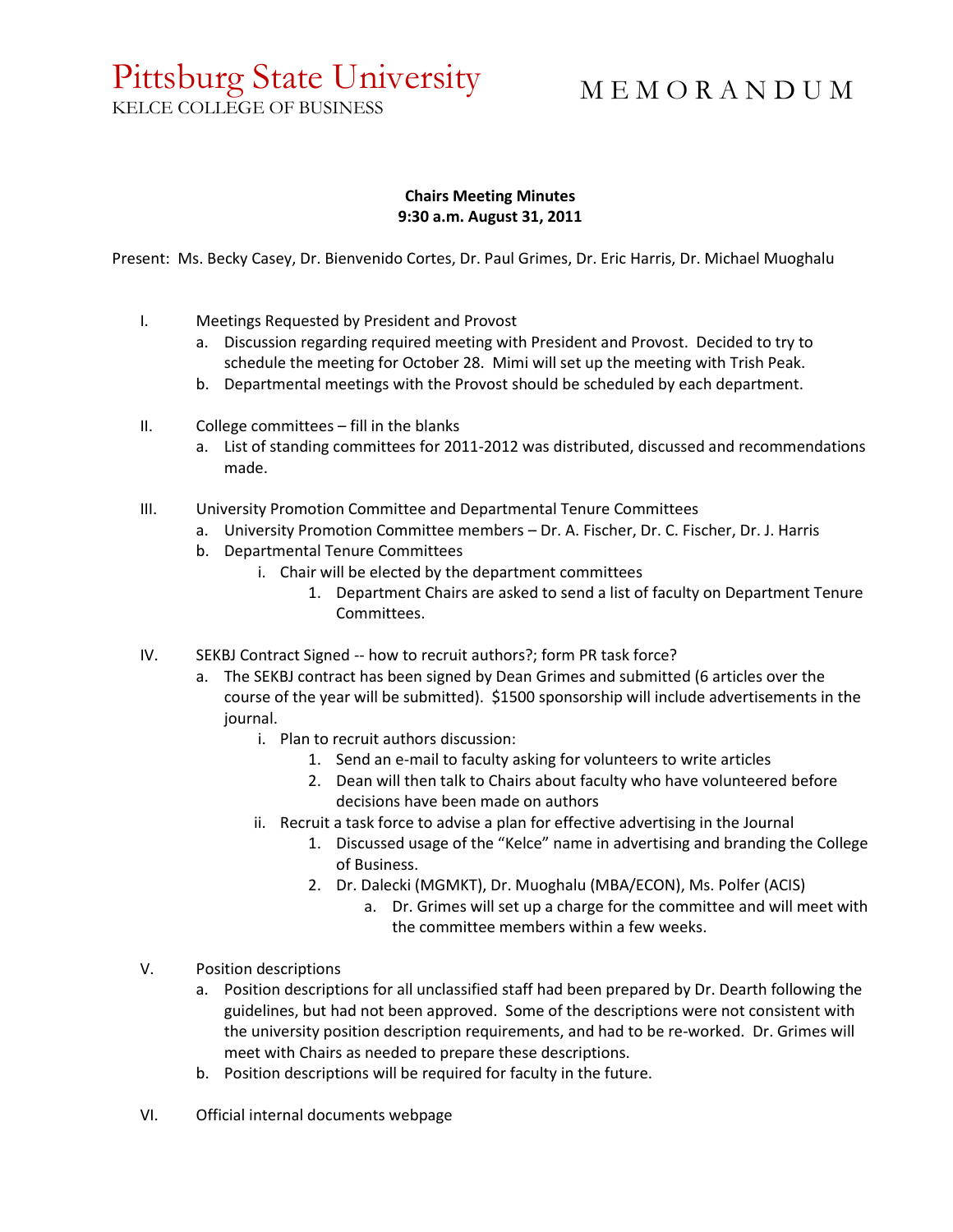Pittsburg State University
KELCE COLLEGE OF BUSINESS

# M E M O R A N D U M

**Chairs Meeting Minutes**
**9:30 a.m. August 31, 2011**

Present: Ms. Becky Casey, Dr. Bienvenido Cortes, Dr. Paul Grimes, Dr. Eric Harris, Dr. Michael Muoghalu

I. Meetings Requested by President and Provost
   a. Discussion regarding required meeting with President and Provost. Decided to try to schedule the meeting for October 28. Mimi will set up the meeting with Trish Peak.
   b. Departmental meetings with the Provost should be scheduled by each department.

II. College committees – fill in the blanks
   a. List of standing committees for 2011-2012 was distributed, discussed and recommendations made.

III. University Promotion Committee and Departmental Tenure Committees
   a. University Promotion Committee members – Dr. A. Fischer, Dr. C. Fischer, Dr. J. Harris
   b. Departmental Tenure Committees
      i. Chair will be elected by the department committees
         1. Department Chairs are asked to send a list of faculty on Department Tenure Committees.

IV. SEKBJ Contract Signed -- how to recruit authors?; form PR task force?
   a. The SEKBJ contract has been signed by Dean Grimes and submitted (6 articles over the course of the year will be submitted). $1500 sponsorship will include advertisements in the journal.
      i. Plan to recruit authors discussion:
         1. Send an e-mail to faculty asking for volunteers to write articles
         2. Dean will then talk to Chairs about faculty who have volunteered before decisions have been made on authors
      ii. Recruit a task force to advise a plan for effective advertising in the Journal
         1. Discussed usage of the "Kelce" name in advertising and branding the College of Business.
         2. Dr. Dalecki (MGMKT), Dr. Muoghalu (MBA/ECON), Ms. Polfer (ACIS)
            a. Dr. Grimes will set up a charge for the committee and will meet with the committee members within a few weeks.

V. Position descriptions
   a. Position descriptions for all unclassified staff had been prepared by Dr. Dearth following the guidelines, but had not been approved. Some of the descriptions were not consistent with the university position description requirements, and had to be re-worked. Dr. Grimes will meet with Chairs as needed to prepare these descriptions.
   b. Position descriptions will be required for faculty in the future.

VI. Official internal documents webpage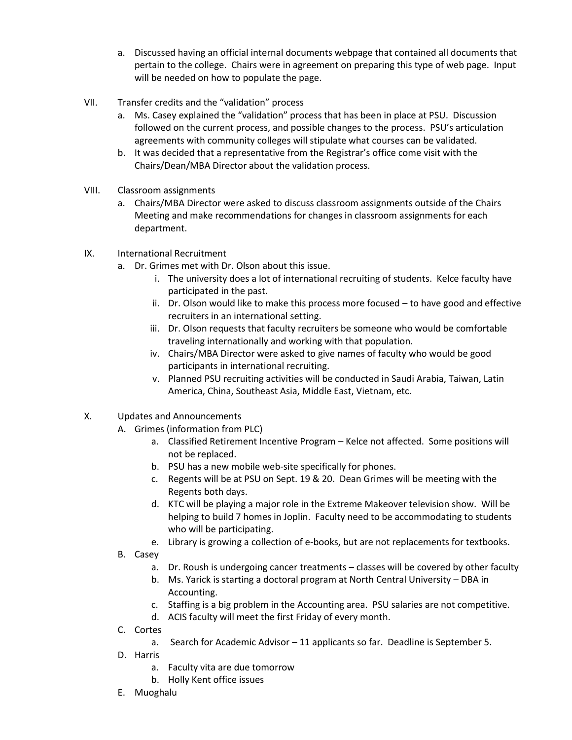a. Discussed having an official internal documents webpage that contained all documents that pertain to the college. Chairs were in agreement on preparing this type of web page. Input will be needed on how to populate the page.

VII. Transfer credits and the "validation" process

a. Ms. Casey explained the "validation" process that has been in place at PSU. Discussion followed on the current process, and possible changes to the process. PSU's articulation agreements with community colleges will stipulate what courses can be validated.

b. It was decided that a representative from the Registrar's office come visit with the Chairs/Dean/MBA Director about the validation process.

VIII. Classroom assignments

a. Chairs/MBA Director were asked to discuss classroom assignments outside of the Chairs Meeting and make recommendations for changes in classroom assignments for each department.

IX. International Recruitment

a. Dr. Grimes met with Dr. Olson about this issue.

   i. The university does a lot of international recruiting of students. Kelce faculty have participated in the past.

   ii. Dr. Olson would like to make this process more focused – to have good and effective recruiters in an international setting.

   iii. Dr. Olson requests that faculty recruiters be someone who would be comfortable traveling internationally and working with that population.

   iv. Chairs/MBA Director were asked to give names of faculty who would be good participants in international recruiting.

   v. Planned PSU recruiting activities will be conducted in Saudi Arabia, Taiwan, Latin America, China, Southeast Asia, Middle East, Vietnam, etc.

X. Updates and Announcements

A. Grimes (information from PLC)

   a. Classified Retirement Incentive Program – Kelce not affected. Some positions will not be replaced.

   b. PSU has a new mobile web-site specifically for phones.

   c. Regents will be at PSU on Sept. 19 & 20. Dean Grimes will be meeting with the Regents both days.

   d. KTC will be playing a major role in the Extreme Makeover television show. Will be helping to build 7 homes in Joplin. Faculty need to be accommodating to students who will be participating.

   e. Library is growing a collection of e-books, but are not replacements for textbooks.

B. Casey

   a. Dr. Roush is undergoing cancer treatments – classes will be covered by other faculty

   b. Ms. Yarick is starting a doctoral program at North Central University – DBA in Accounting.

   c. Staffing is a big problem in the Accounting area. PSU salaries are not competitive.

   d. ACIS faculty will meet the first Friday of every month.

C. Cortes

   a. Search for Academic Advisor – 11 applicants so far. Deadline is September 5.

D. Harris

   a. Faculty vita are due tomorrow

   b. Holly Kent office issues

E. Muoghalu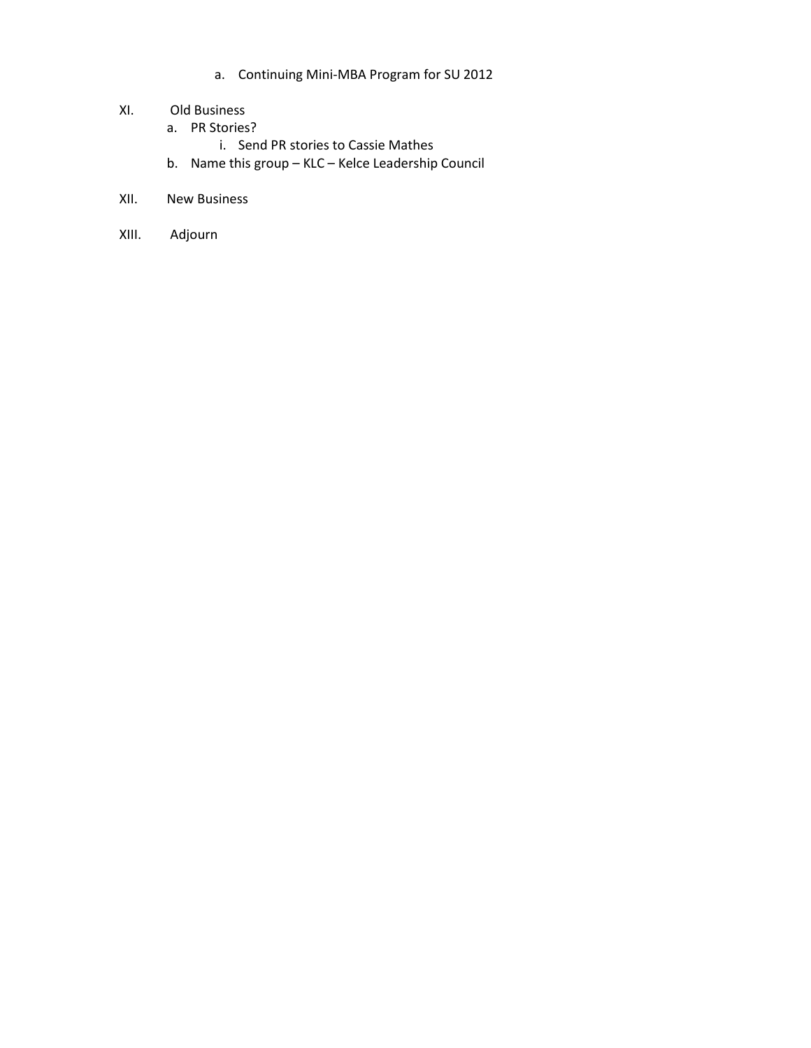a. Continuing Mini-MBA Program for SU 2012

XI. Old Business
   a. PR Stories?
      i. Send PR stories to Cassie Mathes
   b. Name this group – KLC – Kelce Leadership Council

XII. New Business

XIII. Adjourn